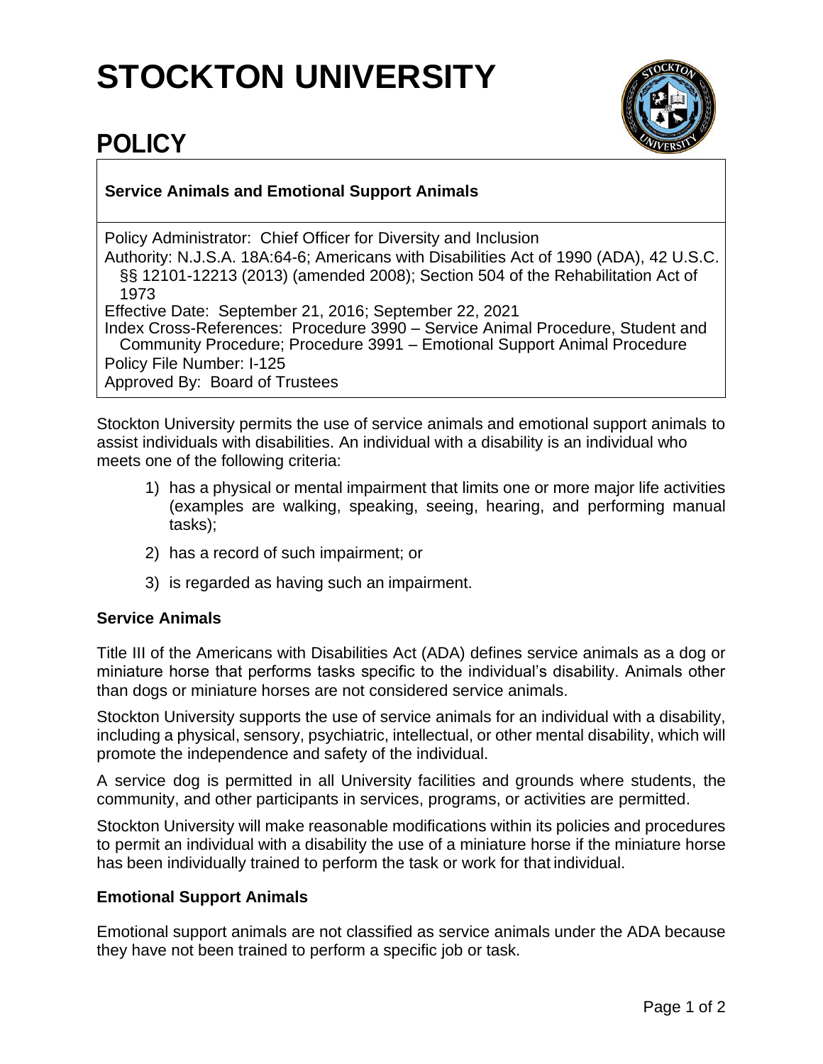# STOCKTON UNIVERSITY

# POLICY

**Service Animals and Emotional Support Animals**

Policy Administrator: Chief Officer for Diversity and Inclusion
Authority: N.J.S.A. 18A:64-6; Americans with Disabilities Act of 1990 (ADA), 42 U.S.C. §§ 12101-12213 (2013) (amended 2008); Section 504 of the Rehabilitation Act of 1973
Effective Date: September 21, 2016; September 22, 2021
Index Cross-References: Procedure 3990 – Service Animal Procedure, Student and Community Procedure; Procedure 3991 – Emotional Support Animal Procedure
Policy File Number: I-125
Approved By: Board of Trustees

Stockton University permits the use of service animals and emotional support animals to assist individuals with disabilities. An individual with a disability is an individual who meets one of the following criteria:

1) has a physical or mental impairment that limits one or more major life activities (examples are walking, speaking, seeing, hearing, and performing manual tasks);
2) has a record of such impairment; or
3) is regarded as having such an impairment.

### Service Animals

Title III of the Americans with Disabilities Act (ADA) defines service animals as a dog or miniature horse that performs tasks specific to the individual's disability. Animals other than dogs or miniature horses are not considered service animals.

Stockton University supports the use of service animals for an individual with a disability, including a physical, sensory, psychiatric, intellectual, or other mental disability, which will promote the independence and safety of the individual.

A service dog is permitted in all University facilities and grounds where students, the community, and other participants in services, programs, or activities are permitted.

Stockton University will make reasonable modifications within its policies and procedures to permit an individual with a disability the use of a miniature horse if the miniature horse has been individually trained to perform the task or work for that individual.

### Emotional Support Animals

Emotional support animals are not classified as service animals under the ADA because they have not been trained to perform a specific job or task.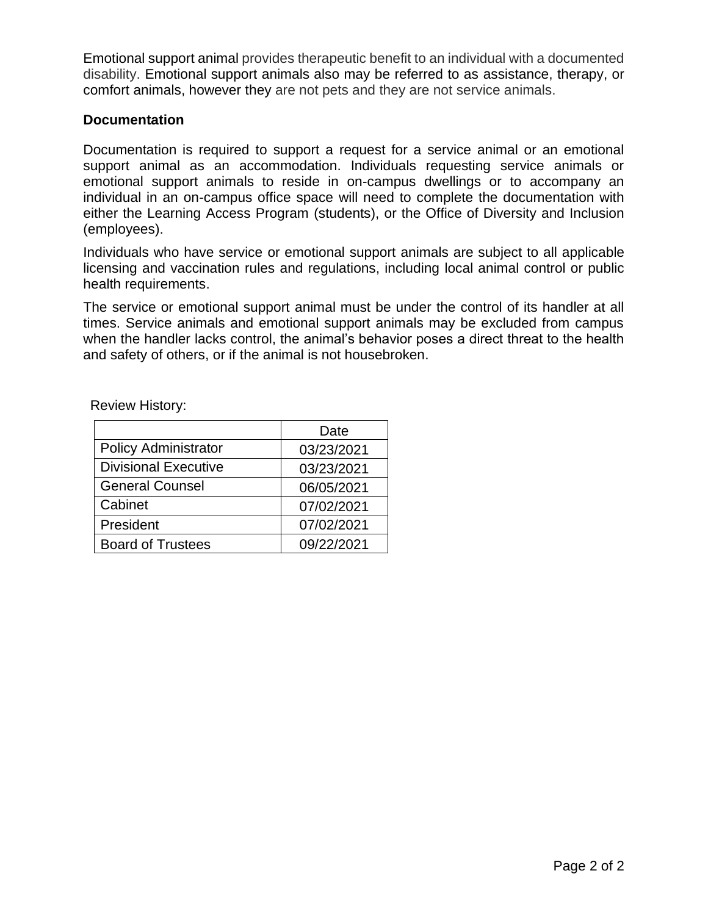Emotional support animal provides therapeutic benefit to an individual with a documented disability. Emotional support animals also may be referred to as assistance, therapy, or comfort animals, however they are not pets and they are not service animals.

**Documentation**

Documentation is required to support a request for a service animal or an emotional support animal as an accommodation. Individuals requesting service animals or emotional support animals to reside in on-campus dwellings or to accompany an individual in an on-campus office space will need to complete the documentation with either the Learning Access Program (students), or the Office of Diversity and Inclusion (employees).

Individuals who have service or emotional support animals are subject to all applicable licensing and vaccination rules and regulations, including local animal control or public health requirements.

The service or emotional support animal must be under the control of its handler at all times. Service animals and emotional support animals may be excluded from campus when the handler lacks control, the animal's behavior poses a direct threat to the health and safety of others, or if the animal is not housebroken.

Review History:

| | Date |
|---|---|
| Policy Administrator | 03/23/2021 |
| Divisional Executive | 03/23/2021 |
| General Counsel | 06/05/2021 |
| Cabinet | 07/02/2021 |
| President | 07/02/2021 |
| Board of Trustees | 09/22/2021 |